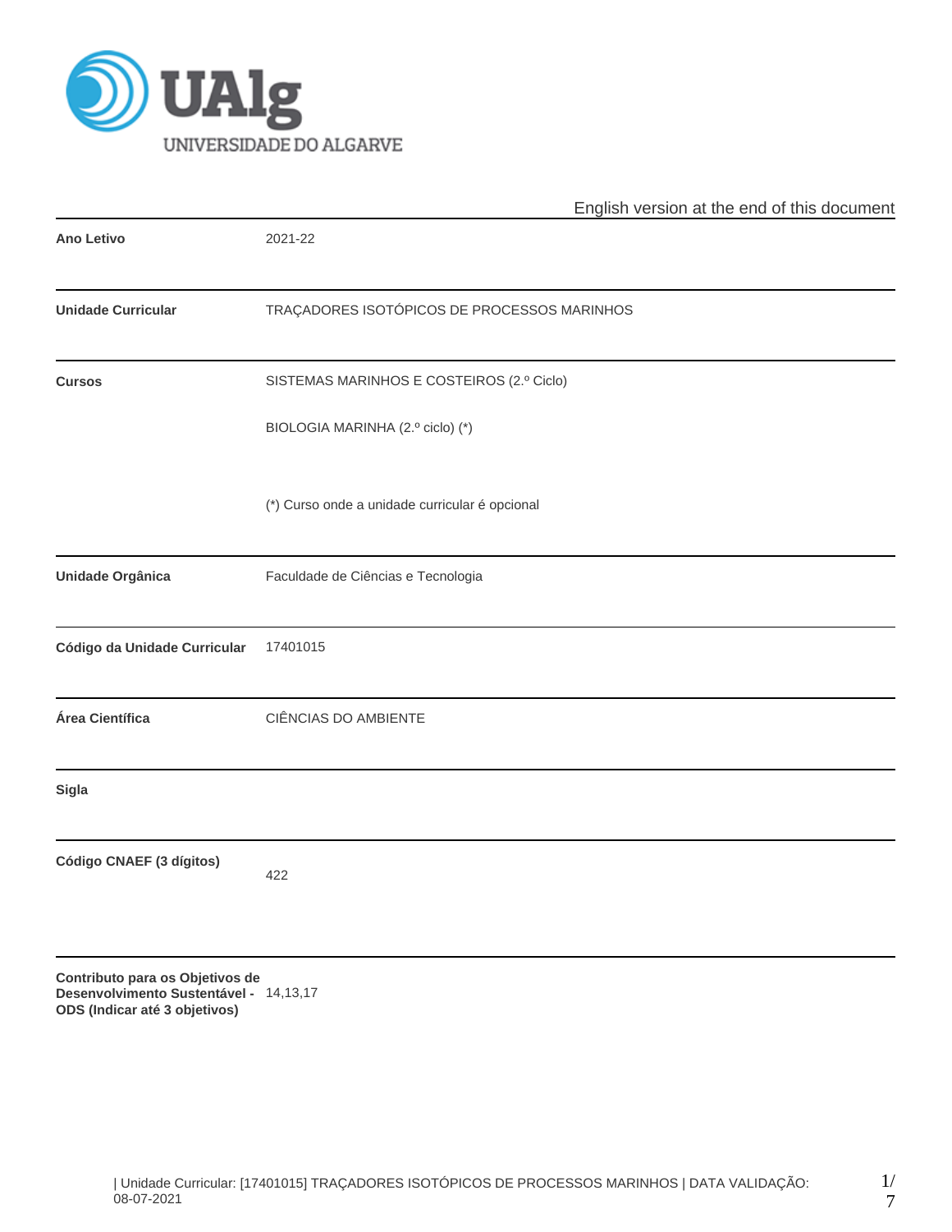English version at the end of this document

| | |
|---|---|
| **Ano Letivo** | 2021-22 |
| **Unidade Curricular** | TRAÇADORES ISOTÓPICOS DE PROCESSOS MARINHOS |
| **Cursos** | SISTEMAS MARINHOS E COSTEIROS (2.º Ciclo)<br>BIOLOGIA MARINHA (2.º ciclo) (*)<br><br>(*) Curso onde a unidade curricular é opcional |
| **Unidade Orgânica** | Faculdade de Ciências e Tecnologia |
| **Código da Unidade Curricular** | 17401015 |
| **Área Científica** | CIÊNCIAS DO AMBIENTE |
| **Sigla** | |
| **Código CNAEF (3 dígitos)** | 422 |
| **Contributo para os Objetivos de Desenvolvimento Sustentável - ODS (Indicar até 3 objetivos)** | 14,13,17 |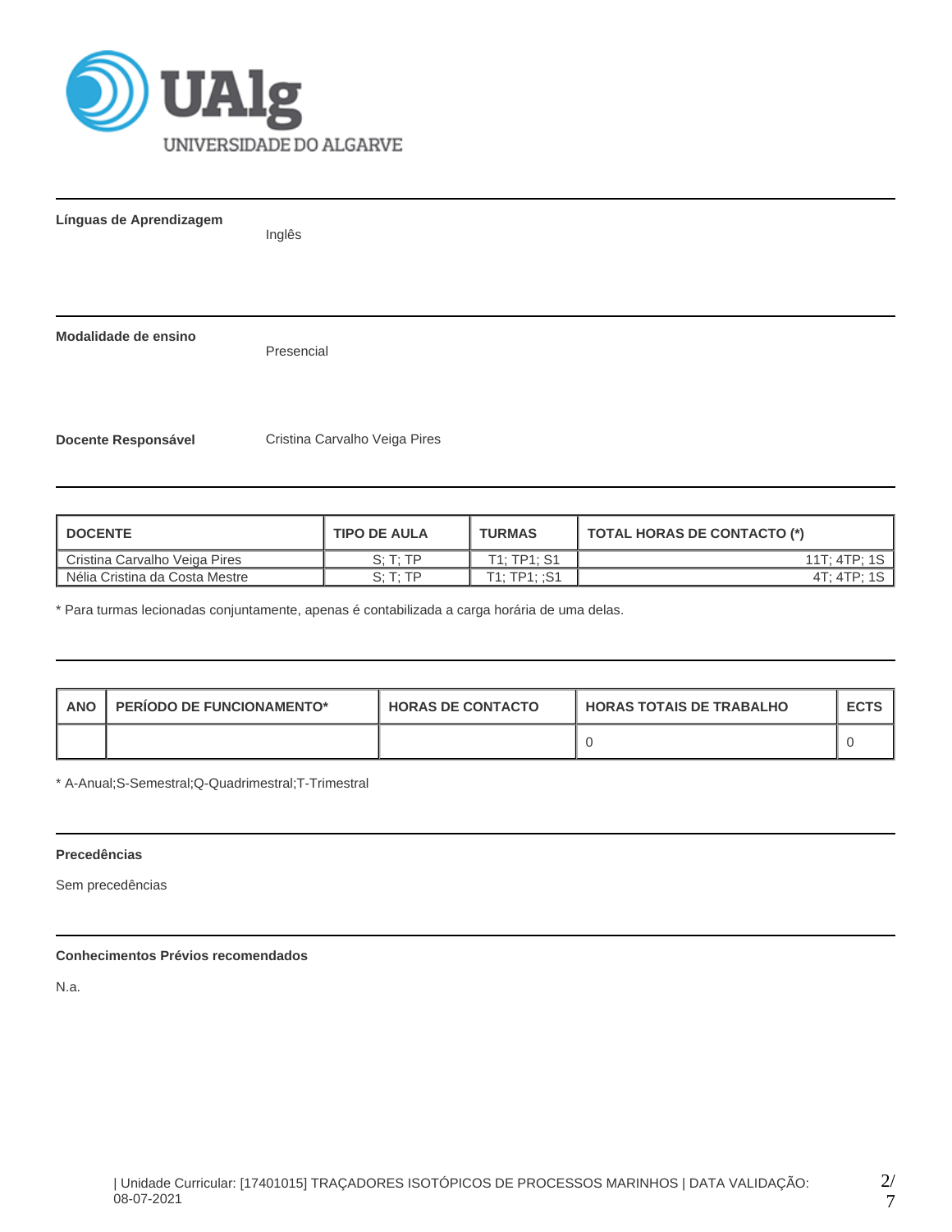**Línguas de Aprendizagem**

Inglês

**Modalidade de ensino**

Presencial

**Docente Responsável**

Cristina Carvalho Veiga Pires

| DOCENTE | TIPO DE AULA | TURMAS | TOTAL HORAS DE CONTACTO (*) |
| --- | --- | --- | --- |
| Cristina Carvalho Veiga Pires | S; T; TP | T1; TP1; S1 | 11T; 4TP; 1S |
| Nélia Cristina da Costa Mestre | S; T; TP | T1; TP1; ;S1 | 4T; 4TP; 1S |

* Para turmas lecionadas conjuntamente, apenas é contabilizada a carga horária de uma delas.

| ANO | PERÍODO DE FUNCIONAMENTO* | HORAS DE CONTACTO | HORAS TOTAIS DE TRABALHO | ECTS |
| --- | --- | --- | --- | --- |
| | | | 0 | 0 |

* A-Anual;S-Semestral;Q-Quadrimestral;T-Trimestral

**Precedências**

Sem precedências

**Conhecimentos Prévios recomendados**

N.a.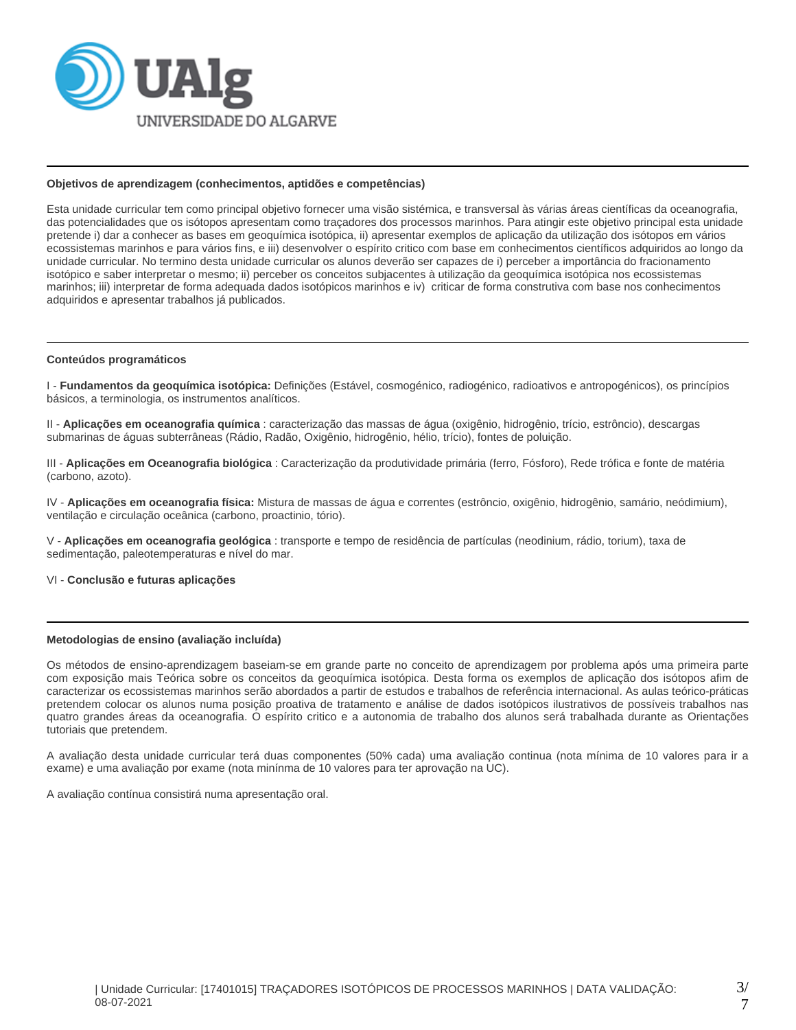### Objetivos de aprendizagem (conhecimentos, aptidões e competências)

Esta unidade curricular tem como principal objetivo fornecer uma visão sistémica, e transversal às várias áreas científicas da oceanografia, das potencialidades que os isótopos apresentam como traçadores dos processos marinhos. Para atingir este objetivo principal esta unidade pretende i) dar a conhecer as bases em geoquímica isotópica, ii) apresentar exemplos de aplicação da utilização dos isótopos em vários ecossistemas marinhos e para vários fins, e iii) desenvolver o espírito critico com base em conhecimentos científicos adquiridos ao longo da unidade curricular. No termino desta unidade curricular os alunos deverão ser capazes de i) perceber a importância do fracionamento isotópico e saber interpretar o mesmo; ii) perceber os conceitos subjacentes à utilização da geoquímica isotópica nos ecossistemas marinhos; iii) interpretar de forma adequada dados isotópicos marinhos e iv) criticar de forma construtiva com base nos conhecimentos adquiridos e apresentar trabalhos já publicados.

### Conteúdos programáticos

I - **Fundamentos da geoquímica isotópica:** Definições (Estável, cosmogénico, radiogénico, radioativos e antropogénicos), os princípios básicos, a terminologia, os instrumentos analíticos.

II - **Aplicações em oceanografia química** : caracterização das massas de água (oxigênio, hidrogênio, trício, estrôncio), descargas submarinas de águas subterrâneas (Rádio, Radão, Oxigênio, hidrogênio, hélio, trício), fontes de poluição.

III - **Aplicações em Oceanografia biológica** : Caracterização da produtividade primária (ferro, Fósforo), Rede trófica e fonte de matéria (carbono, azoto).

IV - **Aplicações em oceanografia física:** Mistura de massas de água e correntes (estrôncio, oxigênio, hidrogênio, samário, neódimium), ventilação e circulação oceânica (carbono, proactinio, tório).

V - **Aplicações em oceanografia geológica** : transporte e tempo de residência de partículas (neodinium, rádio, torium), taxa de sedimentação, paleotemperaturas e nível do mar.

VI - **Conclusão e futuras aplicações**

### Metodologias de ensino (avaliação incluída)

Os métodos de ensino-aprendizagem baseiam-se em grande parte no conceito de aprendizagem por problema após uma primeira parte com exposição mais Teórica sobre os conceitos da geoquímica isotópica. Desta forma os exemplos de aplicação dos isótopos afim de caracterizar os ecossistemas marinhos serão abordados a partir de estudos e trabalhos de referência internacional. As aulas teórico-práticas pretendem colocar os alunos numa posição proativa de tratamento e análise de dados isotópicos ilustrativos de possíveis trabalhos nas quatro grandes áreas da oceanografia. O espírito critico e a autonomia de trabalho dos alunos será trabalhada durante as Orientações tutoriais que pretendem.

A avaliação desta unidade curricular terá duas componentes (50% cada) uma avaliação continua (nota mínima de 10 valores para ir a exame) e uma avaliação por exame (nota minínma de 10 valores para ter aprovação na UC).

A avaliação contínua consistirá numa apresentação oral.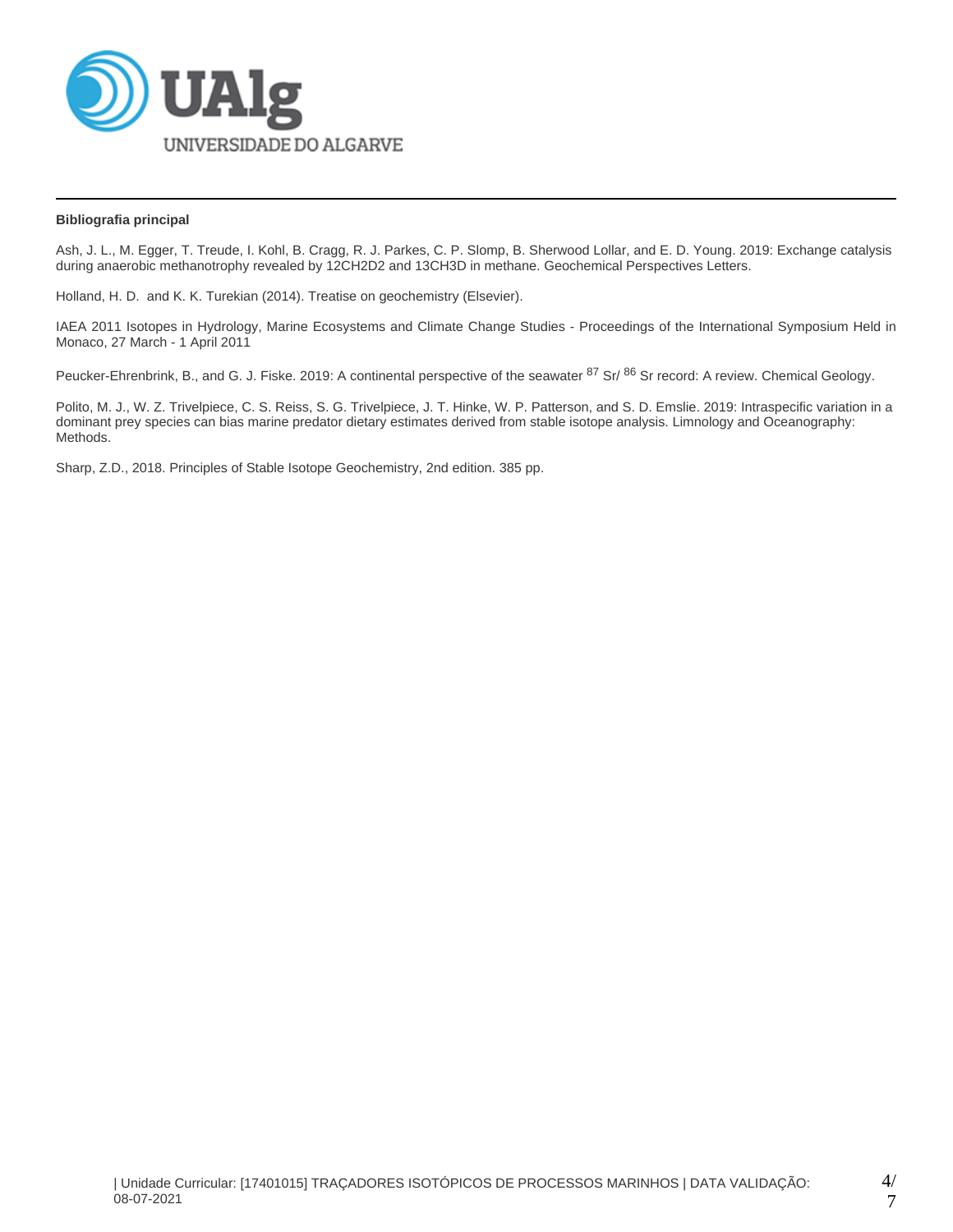**Bibliografia principal**

Ash, J. L., M. Egger, T. Treude, I. Kohl, B. Cragg, R. J. Parkes, C. P. Slomp, B. Sherwood Lollar, and E. D. Young. 2019: Exchange catalysis during anaerobic methanotrophy revealed by 12CH2D2 and 13CH3D in methane. Geochemical Perspectives Letters.

Holland, H. D. and K. K. Turekian (2014). Treatise on geochemistry (Elsevier).

IAEA 2011 Isotopes in Hydrology, Marine Ecosystems and Climate Change Studies - Proceedings of the International Symposium Held in Monaco, 27 March - 1 April 2011

Peucker-Ehrenbrink, B., and G. J. Fiske. 2019: A continental perspective of the seawater $^{87}$Sr/ $^{86}$Sr record: A review. Chemical Geology.

Polito, M. J., W. Z. Trivelpiece, C. S. Reiss, S. G. Trivelpiece, J. T. Hinke, W. P. Patterson, and S. D. Emslie. 2019: Intraspecific variation in a dominant prey species can bias marine predator dietary estimates derived from stable isotope analysis. Limnology and Oceanography: Methods.

Sharp, Z.D., 2018. Principles of Stable Isotope Geochemistry, 2nd edition. 385 pp.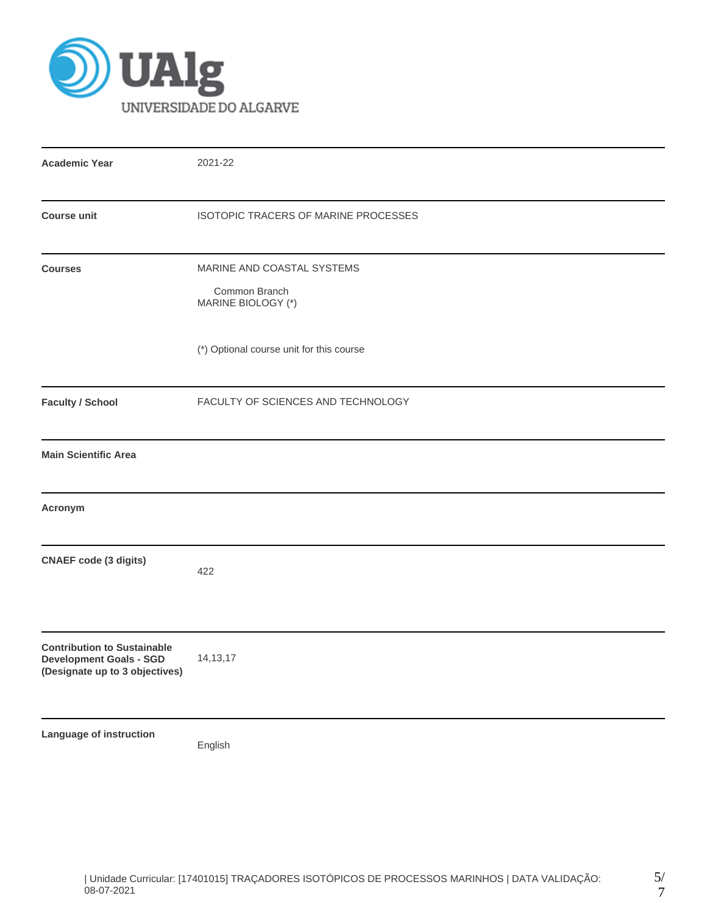UAlg
UNIVERSIDADE DO ALGARVE

| | |
|---|---|
| **Academic Year** | 2021-22 |
| **Course unit** | ISOTOPIC TRACERS OF MARINE PROCESSES |
| **Courses** | MARINE AND COASTAL SYSTEMS<br>Common Branch<br>MARINE BIOLOGY (*)<br><br>(*) Optional course unit for this course |
| **Faculty / School** | FACULTY OF SCIENCES AND TECHNOLOGY |
| **Main Scientific Area** | |
| **Acronym** | |
| **CNAEF code (3 digits)** | 422 |
| **Contribution to Sustainable Development Goals - SGD (Designate up to 3 objectives)** | 14,13,17 |
| **Language of instruction** | English |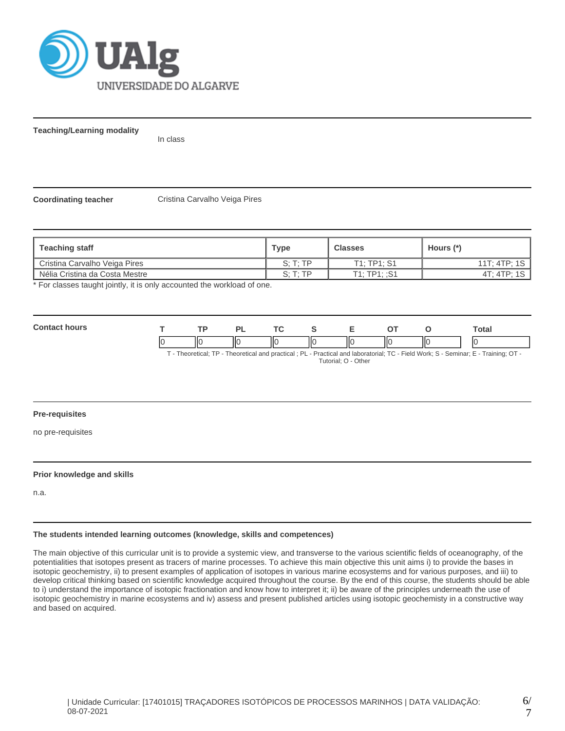**Teaching/Learning modality**

In class

**Coordinating teacher**

Cristina Carvalho Veiga Pires

| Teaching staff | Type | Classes | Hours (*) |
|---|---|---|---|
| Cristina Carvalho Veiga Pires | S; T; TP | T1; TP1; S1 | 11T; 4TP; 1S |
| Nélia Cristina da Costa Mestre | S; T; TP | T1; TP1; ;S1 | 4T; 4TP; 1S |

* For classes taught jointly, it is only accounted the workload of one.

**Contact hours**

| T | TP | PL | TC | S | E | OT | O | Total |
|---|---|---|---|---|---|---|---|---|
| 0 | 0 | 0 | 0 | 0 | 0 | 0 | 0 | 0 |

T - Theoretical; TP - Theoretical and practical ; PL - Practical and laboratorial; TC - Field Work; S - Seminar; E - Training; OT - Tutorial; O - Other

**Pre-requisites**

no pre-requisites

**Prior knowledge and skills**

n.a.

**The students intended learning outcomes (knowledge, skills and competences)**

The main objective of this curricular unit is to provide a systemic view, and transverse to the various scientific fields of oceanography, of the potentialities that isotopes present as tracers of marine processes. To achieve this main objective this unit aims i) to provide the bases in isotopic geochemistry, ii) to present examples of application of isotopes in various marine ecosystems and for various purposes, and iii) to develop critical thinking based on scientific knowledge acquired throughout the course. By the end of this course, the students should be able to i) understand the importance of isotopic fractionation and know how to interpret it; ii) be aware of the principles underneath the use of isotopic geochemistry in marine ecosystems and iv) assess and present published articles using isotopic geochemisty in a constructive way and based on acquired.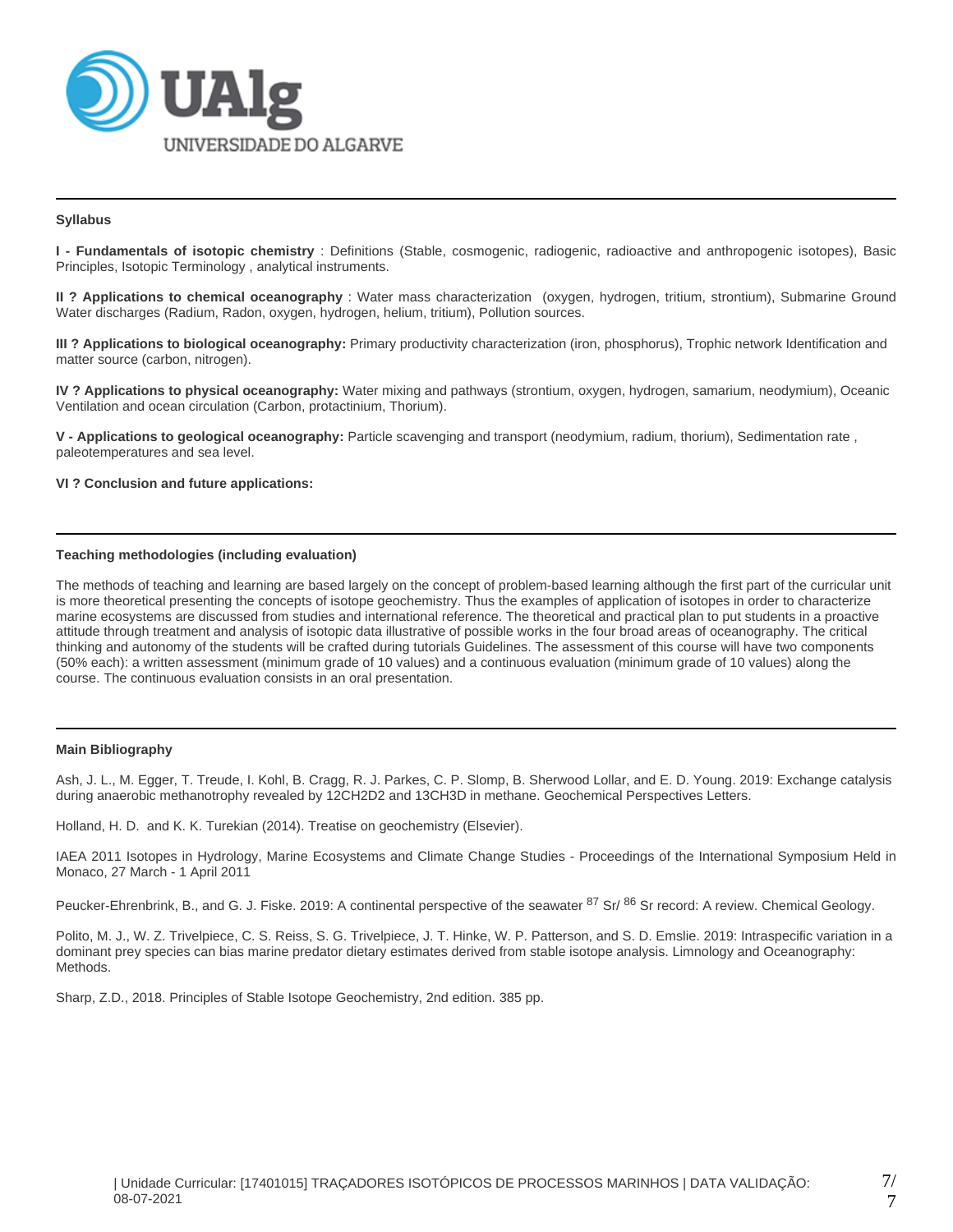## Syllabus

**I - Fundamentals of isotopic chemistry** : Definitions (Stable, cosmogenic, radiogenic, radioactive and anthropogenic isotopes), Basic Principles, Isotopic Terminology , analytical instruments.

**II ? Applications to chemical oceanography** : Water mass characterization (oxygen, hydrogen, tritium, strontium), Submarine Ground Water discharges (Radium, Radon, oxygen, hydrogen, helium, tritium), Pollution sources.

**III ? Applications to biological oceanography:** Primary productivity characterization (iron, phosphorus), Trophic network Identification and matter source (carbon, nitrogen).

**IV ? Applications to physical oceanography:** Water mixing and pathways (strontium, oxygen, hydrogen, samarium, neodymium), Oceanic Ventilation and ocean circulation (Carbon, protactinium, Thorium).

**V - Applications to geological oceanography:** Particle scavenging and transport (neodymium, radium, thorium), Sedimentation rate , paleotemperatures and sea level.

**VI ? Conclusion and future applications:**

## Teaching methodologies (including evaluation)

The methods of teaching and learning are based largely on the concept of problem-based learning although the first part of the curricular unit is more theoretical presenting the concepts of isotope geochemistry. Thus the examples of application of isotopes in order to characterize marine ecosystems are discussed from studies and international reference. The theoretical and practical plan to put students in a proactive attitude through treatment and analysis of isotopic data illustrative of possible works in the four broad areas of oceanography. The critical thinking and autonomy of the students will be crafted during tutorials Guidelines. The assessment of this course will have two components (50% each): a written assessment (minimum grade of 10 values) and a continuous evaluation (minimum grade of 10 values) along the course. The continuous evaluation consists in an oral presentation.

## Main Bibliography

Ash, J. L., M. Egger, T. Treude, I. Kohl, B. Cragg, R. J. Parkes, C. P. Slomp, B. Sherwood Lollar, and E. D. Young. 2019: Exchange catalysis during anaerobic methanotrophy revealed by 12CH2D2 and 13CH3D in methane. Geochemical Perspectives Letters.

Holland, H. D. and K. K. Turekian (2014). Treatise on geochemistry (Elsevier).

IAEA 2011 Isotopes in Hydrology, Marine Ecosystems and Climate Change Studies - Proceedings of the International Symposium Held in Monaco, 27 March - 1 April 2011

Peucker-Ehrenbrink, B., and G. J. Fiske. 2019: A continental perspective of the seawater $^{87}Sr/^{86}Sr$ record: A review. Chemical Geology.

Polito, M. J., W. Z. Trivelpiece, C. S. Reiss, S. G. Trivelpiece, J. T. Hinke, W. P. Patterson, and S. D. Emslie. 2019: Intraspecific variation in a dominant prey species can bias marine predator dietary estimates derived from stable isotope analysis. Limnology and Oceanography: Methods.

Sharp, Z.D., 2018. Principles of Stable Isotope Geochemistry, 2nd edition. 385 pp.